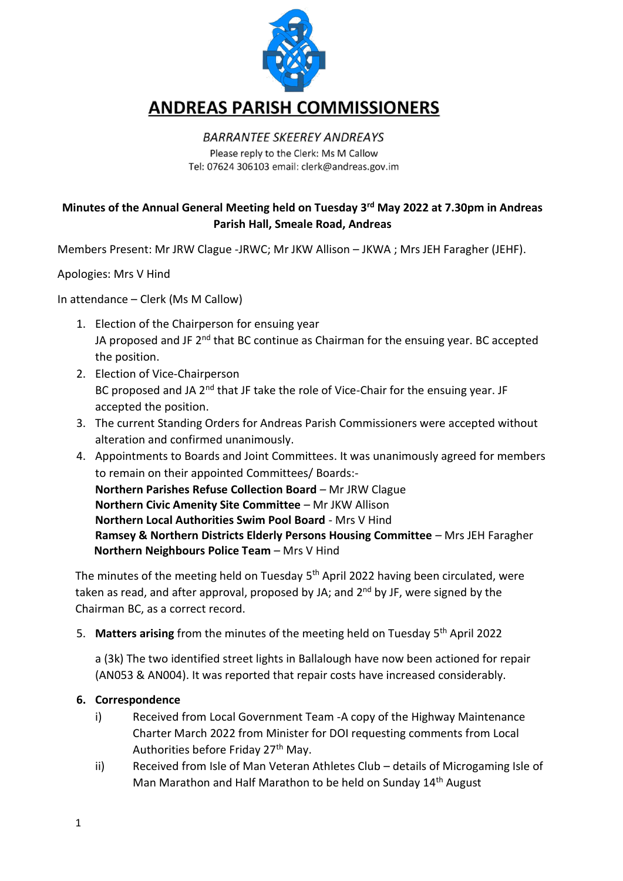# ANDREAS PARISH COMMISSIONERS

*BARRANTEE SKEEREY ANDREAYS*

Please reply to the Clerk: Ms M Callow
Tel: 07624 306103 email: clerk@andreas.gov.im

**Minutes of the Annual General Meeting held on Tuesday 3rd May 2022 at 7.30pm in Andreas Parish Hall, Smeale Road, Andreas**

Members Present: Mr JRW Clague -JRWC; Mr JKW Allison – JKWA ; Mrs JEH Faragher (JEHF).

Apologies: Mrs V Hind

In attendance – Clerk (Ms M Callow)

1. Election of the Chairperson for ensuing year
   JA proposed and JF 2nd that BC continue as Chairman for the ensuing year. BC accepted the position.
2. Election of Vice-Chairperson
   BC proposed and JA 2nd that JF take the role of Vice-Chair for the ensuing year. JF accepted the position.
3. The current Standing Orders for Andreas Parish Commissioners were accepted without alteration and confirmed unanimously.
4. Appointments to Boards and Joint Committees. It was unanimously agreed for members to remain on their appointed Committees/ Boards:-
   **Northern Parishes Refuse Collection Board** – Mr JRW Clague
   **Northern Civic Amenity Site Committee** – Mr JKW Allison
   **Northern Local Authorities Swim Pool Board** - Mrs V Hind
   **Ramsey & Northern Districts Elderly Persons Housing Committee** – Mrs JEH Faragher
   **Northern Neighbours Police Team** – Mrs V Hind

The minutes of the meeting held on Tuesday 5th April 2022 having been circulated, were taken as read, and after approval, proposed by JA; and 2nd by JF, were signed by the Chairman BC, as a correct record.

5. **Matters arising** from the minutes of the meeting held on Tuesday 5th April 2022

   a (3k) The two identified street lights in Ballalough have now been actioned for repair (AN053 & AN004). It was reported that repair costs have increased considerably.

6. **Correspondence**
   i) Received from Local Government Team -A copy of the Highway Maintenance Charter March 2022 from Minister for DOI requesting comments from Local Authorities before Friday 27th May.
   ii) Received from Isle of Man Veteran Athletes Club – details of Microgaming Isle of Man Marathon and Half Marathon to be held on Sunday 14th August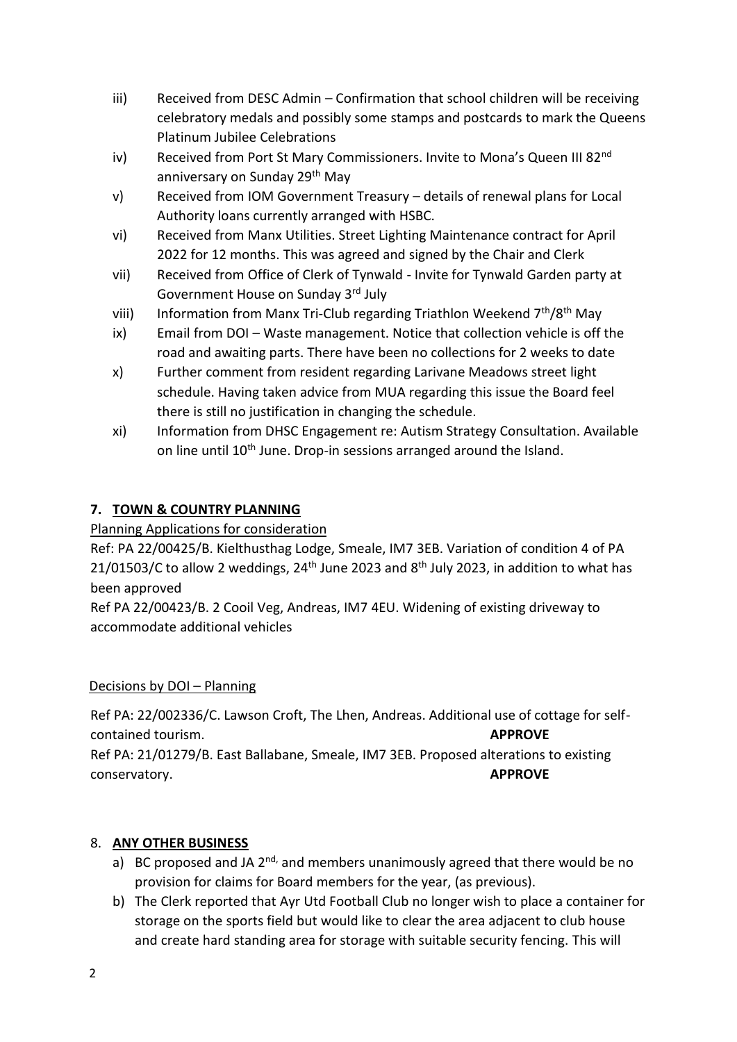iii) Received from DESC Admin – Confirmation that school children will be receiving celebratory medals and possibly some stamps and postcards to mark the Queens Platinum Jubilee Celebrations

iv) Received from Port St Mary Commissioners. Invite to Mona's Queen III 82nd anniversary on Sunday 29th May

v) Received from IOM Government Treasury – details of renewal plans for Local Authority loans currently arranged with HSBC.

vi) Received from Manx Utilities. Street Lighting Maintenance contract for April 2022 for 12 months. This was agreed and signed by the Chair and Clerk

vii) Received from Office of Clerk of Tynwald - Invite for Tynwald Garden party at Government House on Sunday 3rd July

viii) Information from Manx Tri-Club regarding Triathlon Weekend 7th/8th May

ix) Email from DOI – Waste management. Notice that collection vehicle is off the road and awaiting parts. There have been no collections for 2 weeks to date

x) Further comment from resident regarding Larivane Meadows street light schedule. Having taken advice from MUA regarding this issue the Board feel there is still no justification in changing the schedule.

xi) Information from DHSC Engagement re: Autism Strategy Consultation. Available on line until 10th June. Drop-in sessions arranged around the Island.

## 7. TOWN & COUNTRY PLANNING

Planning Applications for consideration

Ref: PA 22/00425/B. Kielthusthag Lodge, Smeale, IM7 3EB. Variation of condition 4 of PA 21/01503/C to allow 2 weddings, 24th June 2023 and 8th July 2023, in addition to what has been approved

Ref PA 22/00423/B. 2 Cooil Veg, Andreas, IM7 4EU. Widening of existing driveway to accommodate additional vehicles

Decisions by DOI – Planning

Ref PA: 22/002336/C. Lawson Croft, The Lhen, Andreas. Additional use of cottage for self-contained tourism. **APPROVE**

Ref PA: 21/01279/B. East Ballabane, Smeale, IM7 3EB. Proposed alterations to existing conservatory. **APPROVE**

## 8. ANY OTHER BUSINESS

a) BC proposed and JA 2nd, and members unanimously agreed that there would be no provision for claims for Board members for the year, (as previous).

b) The Clerk reported that Ayr Utd Football Club no longer wish to place a container for storage on the sports field but would like to clear the area adjacent to club house and create hard standing area for storage with suitable security fencing. This will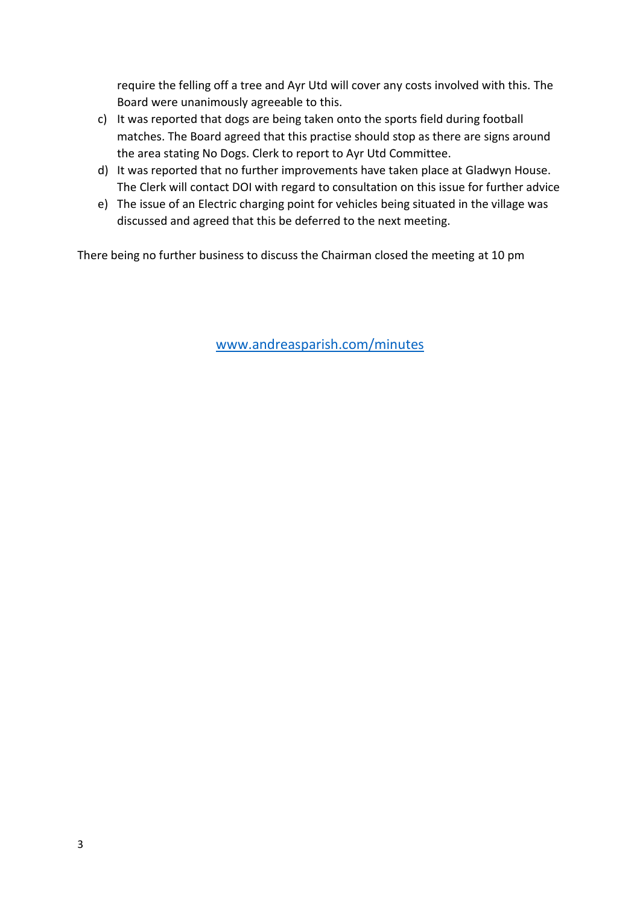require the felling off a tree and Ayr Utd will cover any costs involved with this. The Board were unanimously agreeable to this.

c) It was reported that dogs are being taken onto the sports field during football matches. The Board agreed that this practise should stop as there are signs around the area stating No Dogs. Clerk to report to Ayr Utd Committee.

d) It was reported that no further improvements have taken place at Gladwyn House. The Clerk will contact DOI with regard to consultation on this issue for further advice

e) The issue of an Electric charging point for vehicles being situated in the village was discussed and agreed that this be deferred to the next meeting.

There being no further business to discuss the Chairman closed the meeting at 10 pm

www.andreasparish.com/minutes